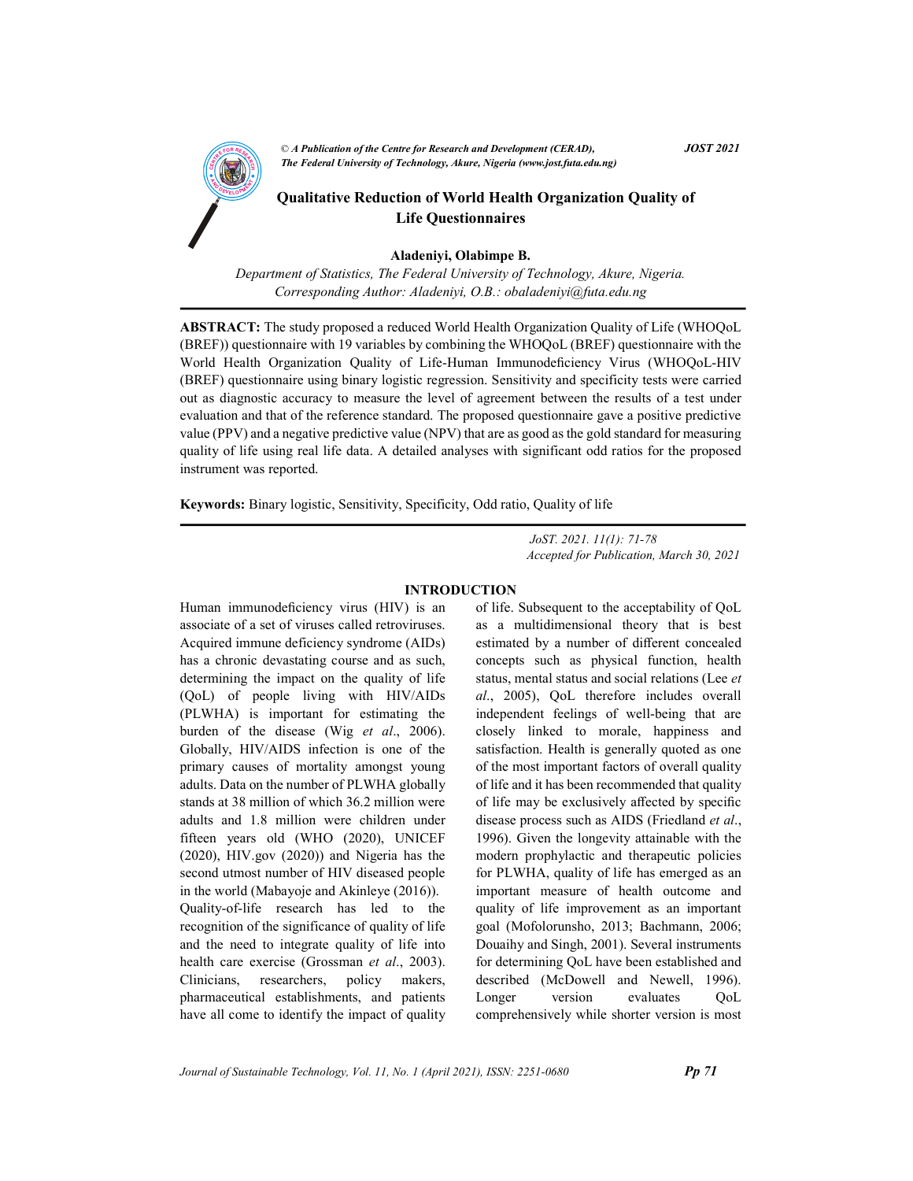© *A Publication of the Centre for Research and Development (CERAD), The Federal University of Technology, Akure, Nigeria (www.jost.futa.edu.ng)* ***JOST 2021***

# Qualitative Reduction of World Health Organization Quality of Life Questionnaires

**Aladeniyi, Olabimpe B.**

*Department of Statistics, The Federal University of Technology, Akure, Nigeria.*
*Corresponding Author: Aladeniyi, O.B.: obaladeniyi@futa.edu.ng*

**ABSTRACT:** The study proposed a reduced World Health Organization Quality of Life (WHOQoL (BREF)) questionnaire with 19 variables by combining the WHOQoL (BREF) questionnaire with the World Health Organization Quality of Life-Human Immunodeficiency Virus (WHOQoL-HIV (BREF) questionnaire using binary logistic regression. Sensitivity and specificity tests were carried out as diagnostic accuracy to measure the level of agreement between the results of a test under evaluation and that of the reference standard. The proposed questionnaire gave a positive predictive value (PPV) and a negative predictive value (NPV) that are as good as the gold standard for measuring quality of life using real life data. A detailed analyses with significant odd ratios for the proposed instrument was reported.

**Keywords:** Binary logistic, Sensitivity, Specificity, Odd ratio, Quality of life

*JoST. 2021. 11(1): 71-78*
*Accepted for Publication, March 30, 2021*

## INTRODUCTION

Human immunodeficiency virus (HIV) is an associate of a set of viruses called retroviruses. Acquired immune deficiency syndrome (AIDs) has a chronic devastating course and as such, determining the impact on the quality of life (QoL) of people living with HIV/AIDs (PLWHA) is important for estimating the burden of the disease (Wig *et al*., 2006). Globally, HIV/AIDS infection is one of the primary causes of mortality amongst young adults. Data on the number of PLWHA globally stands at 38 million of which 36.2 million were adults and 1.8 million were children under fifteen years old (WHO (2020), UNICEF (2020), HIV.gov (2020)) and Nigeria has the second utmost number of HIV diseased people in the world (Mabayoje and Akinleye (2016)).

Quality-of-life research has led to the recognition of the significance of quality of life and the need to integrate quality of life into health care exercise (Grossman *et al*., 2003). Clinicians, researchers, policy makers, pharmaceutical establishments, and patients have all come to identify the impact of quality of life. Subsequent to the acceptability of QoL as a multidimensional theory that is best estimated by a number of different concealed concepts such as physical function, health status, mental status and social relations (Lee *et al*., 2005), QoL therefore includes overall independent feelings of well-being that are closely linked to morale, happiness and satisfaction. Health is generally quoted as one of the most important factors of overall quality of life and it has been recommended that quality of life may be exclusively affected by specific disease process such as AIDS (Friedland *et al*., 1996). Given the longevity attainable with the modern prophylactic and therapeutic policies for PLWHA, quality of life has emerged as an important measure of health outcome and quality of life improvement as an important goal (Mofolorunsho, 2013; Bachmann, 2006; Douaihy and Singh, 2001). Several instruments for determining QoL have been established and described (McDowell and Newell, 1996). Longer version evaluates QoL comprehensively while shorter version is most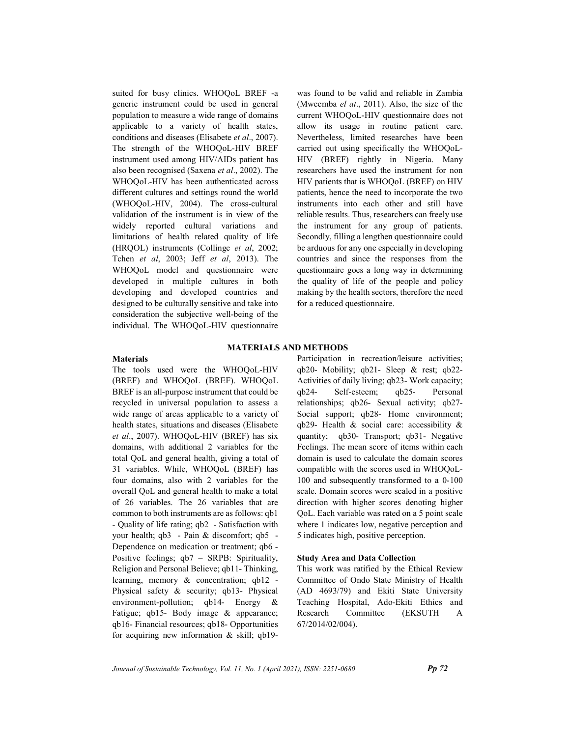suited for busy clinics. WHOQoL BREF -a generic instrument could be used in general population to measure a wide range of domains applicable to a variety of health states, conditions and diseases (Elisabete *et al*., 2007). The strength of the WHOQoL-HIV BREF instrument used among HIV/AIDs patient has also been recognised (Saxena *et al*., 2002). The WHOQoL-HIV has been authenticated across different cultures and settings round the world (WHOQoL-HIV, 2004). The cross-cultural validation of the instrument is in view of the widely reported cultural variations and limitations of health related quality of life (HRQOL) instruments (Collinge *et al*, 2002; Tchen *et al*, 2003; Jeff *et al*, 2013). The WHOQoL model and questionnaire were developed in multiple cultures in both developing and developed countries and designed to be culturally sensitive and take into consideration the subjective well-being of the individual. The WHOQoL-HIV questionnaire was found to be valid and reliable in Zambia (Mweemba *el at*., 2011). Also, the size of the current WHOQoL-HIV questionnaire does not allow its usage in routine patient care. Nevertheless, limited researches have been carried out using specifically the WHOQoL-HIV (BREF) rightly in Nigeria. Many researchers have used the instrument for non HIV patients that is WHOQoL (BREF) on HIV patients, hence the need to incorporate the two instruments into each other and still have reliable results. Thus, researchers can freely use the instrument for any group of patients. Secondly, filling a lengthen questionnaire could be arduous for any one especially in developing countries and since the responses from the questionnaire goes a long way in determining the quality of life of the people and policy making by the health sectors, therefore the need for a reduced questionnaire.

## MATERIALS AND METHODS

### Materials

The tools used were the WHOQoL-HIV (BREF) and WHOQoL (BREF). WHOQoL BREF is an all-purpose instrument that could be recycled in universal population to assess a wide range of areas applicable to a variety of health states, situations and diseases (Elisabete *et al*., 2007). WHOQoL-HIV (BREF) has six domains, with additional 2 variables for the total QoL and general health, giving a total of 31 variables. While, WHOQoL (BREF) has four domains, also with 2 variables for the overall QoL and general health to make a total of 26 variables. The 26 variables that are common to both instruments are as follows: qb1 - Quality of life rating; qb2 - Satisfaction with your health; qb3 - Pain & discomfort; qb5 - Dependence on medication or treatment; qb6 - Positive feelings; qb7 – SRPB: Spirituality, Religion and Personal Believe; qb11- Thinking, learning, memory & concentration; qb12 - Physical safety & security; qb13- Physical environment-pollution; qb14- Energy & Fatigue; qb15- Body image & appearance; qb16- Financial resources; qb18- Opportunities for acquiring new information & skill; qb19- Participation in recreation/leisure activities; qb20- Mobility; qb21- Sleep & rest; qb22- Activities of daily living; qb23- Work capacity; qb24- Self-esteem; qb25- Personal relationships; qb26- Sexual activity; qb27- Social support; qb28- Home environment; qb29- Health & social care: accessibility & quantity; qb30- Transport; qb31- Negative Feelings. The mean score of items within each domain is used to calculate the domain scores compatible with the scores used in WHOQoL-100 and subsequently transformed to a 0-100 scale. Domain scores were scaled in a positive direction with higher scores denoting higher QoL. Each variable was rated on a 5 point scale where 1 indicates low, negative perception and 5 indicates high, positive perception.

### Study Area and Data Collection

This work was ratified by the Ethical Review Committee of Ondo State Ministry of Health (AD 4693/79) and Ekiti State University Teaching Hospital, Ado-Ekiti Ethics and Research Committee (EKSUTH A 67/2014/02/004).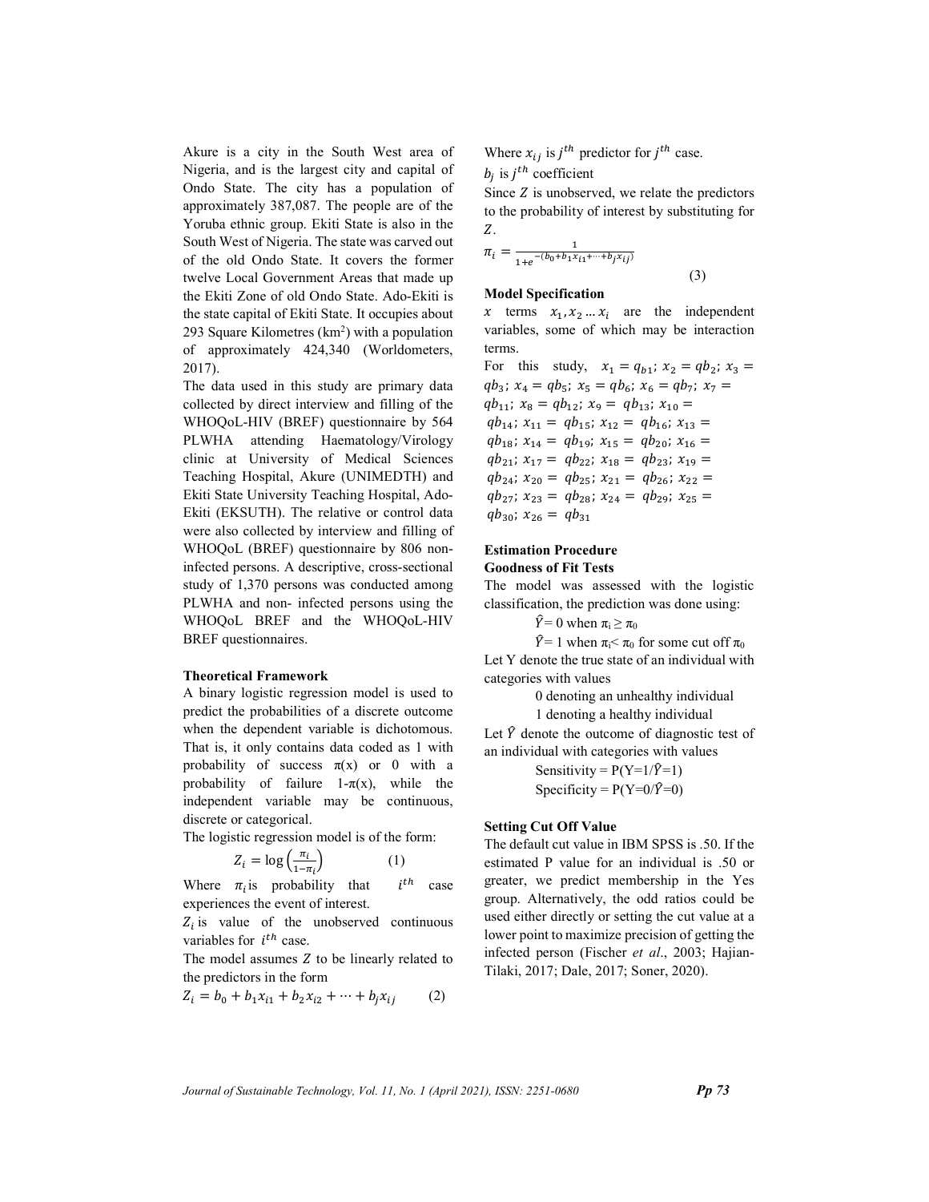Akure is a city in the South West area of Nigeria, and is the largest city and capital of Ondo State. The city has a population of approximately 387,087. The people are of the Yoruba ethnic group. Ekiti State is also in the South West of Nigeria. The state was carved out of the old Ondo State. It covers the former twelve Local Government Areas that made up the Ekiti Zone of old Ondo State. Ado-Ekiti is the state capital of Ekiti State. It occupies about 293 Square Kilometres ($km^2$) with a population of approximately 424,340 (Worldometers, 2017).

The data used in this study are primary data collected by direct interview and filling of the WHOQoL-HIV (BREF) questionnaire by 564 PLWHA attending Haematology/Virology clinic at University of Medical Sciences Teaching Hospital, Akure (UNIMEDTH) and Ekiti State University Teaching Hospital, Ado-Ekiti (EKSUTH). The relative or control data were also collected by interview and filling of WHOQoL (BREF) questionnaire by 806 non-infected persons. A descriptive, cross-sectional study of 1,370 persons was conducted among PLWHA and non- infected persons using the WHOQoL BREF and the WHOQoL-HIV BREF questionnaires.

**Theoretical Framework**

A binary logistic regression model is used to predict the probabilities of a discrete outcome when the dependent variable is dichotomous. That is, it only contains data coded as 1 with probability of success $\pi(x)$ or 0 with a probability of failure $1-\pi(x)$, while the independent variable may be continuous, discrete or categorical.

The logistic regression model is of the form:

$$Z_i = \log\left(\frac{\pi_i}{1-\pi_i}\right) \qquad (1)$$

Where $\pi_i$ is probability that $i^{th}$ case experiences the event of interest.

$Z_i$ is value of the unobserved continuous variables for $i^{th}$ case.

The model assumes $Z$ to be linearly related to the predictors in the form

$$Z_i = b_0 + b_1 x_{i1} + b_2 x_{i2} + \cdots + b_j x_{ij} \qquad (2)$$

Where $x_{ij}$ is $j^{th}$ predictor for $j^{th}$ case.

$b_j$ is $j^{th}$ coefficient

Since $Z$ is unobserved, we relate the predictors to the probability of interest by substituting for $Z$.

$$\pi_i = \frac{1}{1+e^{-(b_0+b_1x_{i1}+\cdots+b_jx_{ij})}} \qquad (3)$$

**Model Specification**

$x$ terms $x_1, x_2 \ldots x_i$ are the independent variables, some of which may be interaction terms.

For this study, $x_1 = q_{b1}$; $x_2 = qb_2$; $x_3 = qb_3$; $x_4 = qb_5$; $x_5 = qb_6$; $x_6 = qb_7$; $x_7 = qb_{11}$; $x_8 = qb_{12}$; $x_9 = qb_{13}$; $x_{10} = qb_{14}$; $x_{11} = qb_{15}$; $x_{12} = qb_{16}$; $x_{13} = qb_{18}$; $x_{14} = qb_{19}$; $x_{15} = qb_{20}$; $x_{16} = qb_{21}$; $x_{17} = qb_{22}$; $x_{18} = qb_{23}$; $x_{19} = qb_{24}$; $x_{20} = qb_{25}$; $x_{21} = qb_{26}$; $x_{22} = qb_{27}$; $x_{23} = qb_{28}$; $x_{24} = qb_{29}$; $x_{25} = qb_{30}$; $x_{26} = qb_{31}$

**Estimation Procedure**

**Goodness of Fit Tests**

The model was assessed with the logistic classification, the prediction was done using:

$\hat{Y} = 0$ when $\pi_i \geq \pi_0$

$\hat{Y} = 1$ when $\pi_i < \pi_0$ for some cut off $\pi_0$

Let Y denote the true state of an individual with categories with values

0 denoting an unhealthy individual

1 denoting a healthy individual

Let $\hat{Y}$ denote the outcome of diagnostic test of an individual with categories with values

Sensitivity = $P(Y=1/\hat{Y}=1)$

Specificity = $P(Y=0/\hat{Y}=0)$

**Setting Cut Off Value**

The default cut value in IBM SPSS is .50. If the estimated P value for an individual is .50 or greater, we predict membership in the Yes group. Alternatively, the odd ratios could be used either directly or setting the cut value at a lower point to maximize precision of getting the infected person (Fischer *et al*., 2003; Hajian-Tilaki, 2017; Dale, 2017; Soner, 2020).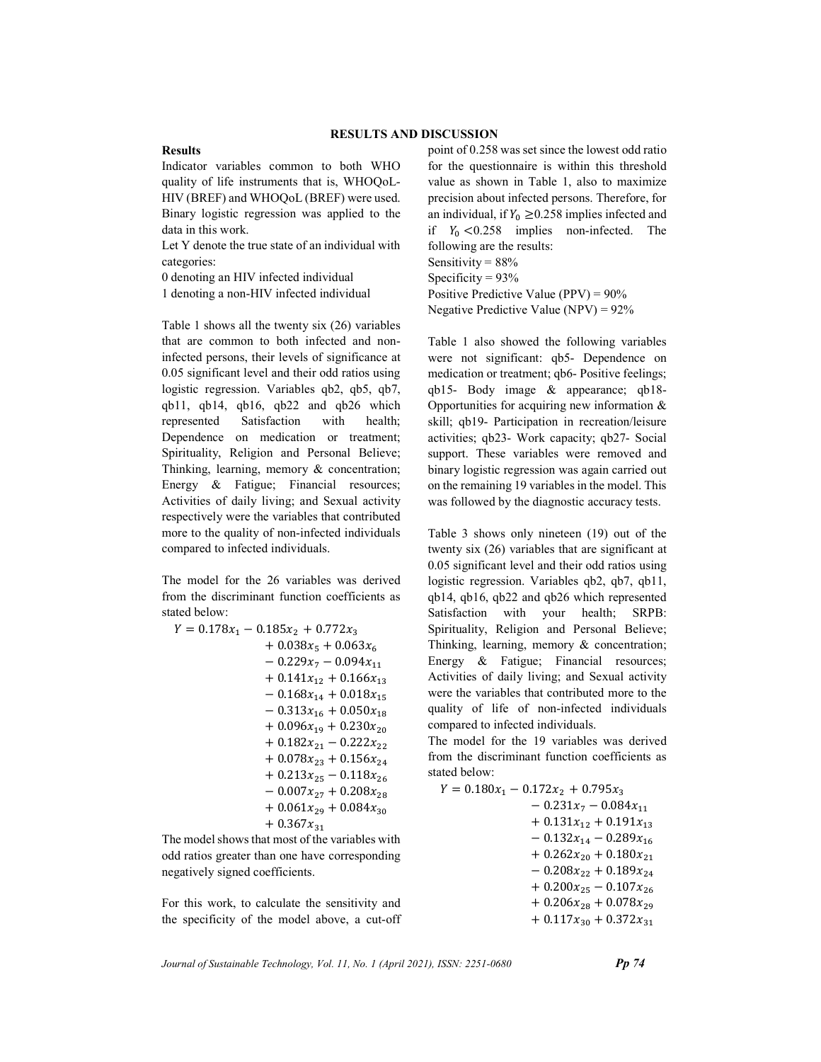## RESULTS AND DISCUSSION

### Results

Indicator variables common to both WHO quality of life instruments that is, WHOQoL-HIV (BREF) and WHOQoL (BREF) were used. Binary logistic regression was applied to the data in this work.

Let Y denote the true state of an individual with categories:

0 denoting an HIV infected individual

1 denoting a non-HIV infected individual

Table 1 shows all the twenty six (26) variables that are common to both infected and non-infected persons, their levels of significance at 0.05 significant level and their odd ratios using logistic regression. Variables qb2, qb5, qb7, qb11, qb14, qb16, qb22 and qb26 which represented Satisfaction with health; Dependence on medication or treatment; Spirituality, Religion and Personal Believe; Thinking, learning, memory & concentration; Energy & Fatigue; Financial resources; Activities of daily living; and Sexual activity respectively were the variables that contributed more to the quality of non-infected individuals compared to infected individuals.

The model for the 26 variables was derived from the discriminant function coefficients as stated below:

$$
\begin{aligned}
Y = 0.178x_1 - 0.185x_2 &+ 0.772x_3 \\
&+ 0.038x_5 + 0.063x_6 \\
&- 0.229x_7 - 0.094x_{11} \\
&+ 0.141x_{12} + 0.166x_{13} \\
&- 0.168x_{14} + 0.018x_{15} \\
&- 0.313x_{16} + 0.050x_{18} \\
&+ 0.096x_{19} + 0.230x_{20} \\
&+ 0.182x_{21} - 0.222x_{22} \\
&+ 0.078x_{23} + 0.156x_{24} \\
&+ 0.213x_{25} - 0.118x_{26} \\
&- 0.007x_{27} + 0.208x_{28} \\
&+ 0.061x_{29} + 0.084x_{30} \\
&+ 0.367x_{31}
\end{aligned}
$$

The model shows that most of the variables with odd ratios greater than one have corresponding negatively signed coefficients.

For this work, to calculate the sensitivity and the specificity of the model above, a cut-off point of 0.258 was set since the lowest odd ratio for the questionnaire is within this threshold value as shown in Table 1, also to maximize precision about infected persons. Therefore, for an individual, if $Y_0 \geq 0.258$ implies infected and if $Y_0 < 0.258$ implies non-infected. The following are the results:

Sensitivity = 88%

Specificity = 93%

Positive Predictive Value (PPV) = 90%

Negative Predictive Value (NPV) = 92%

Table 1 also showed the following variables were not significant: qb5- Dependence on medication or treatment; qb6- Positive feelings; qb15- Body image & appearance; qb18- Opportunities for acquiring new information & skill; qb19- Participation in recreation/leisure activities; qb23- Work capacity; qb27- Social support. These variables were removed and binary logistic regression was again carried out on the remaining 19 variables in the model. This was followed by the diagnostic accuracy tests.

Table 3 shows only nineteen (19) out of the twenty six (26) variables that are significant at 0.05 significant level and their odd ratios using logistic regression. Variables qb2, qb7, qb11, qb14, qb16, qb22 and qb26 which represented Satisfaction with your health; SRPB: Spirituality, Religion and Personal Believe; Thinking, learning, memory & concentration; Energy & Fatigue; Financial resources; Activities of daily living; and Sexual activity were the variables that contributed more to the quality of life of non-infected individuals compared to infected individuals.

The model for the 19 variables was derived from the discriminant function coefficients as stated below:

$$
\begin{aligned}
Y = 0.180x_1 - 0.172x_2 &+ 0.795x_3 \\
&- 0.231x_7 - 0.084x_{11} \\
&+ 0.131x_{12} + 0.191x_{13} \\
&- 0.132x_{14} - 0.289x_{16} \\
&+ 0.262x_{20} + 0.180x_{21} \\
&- 0.208x_{22} + 0.189x_{24} \\
&+ 0.200x_{25} - 0.107x_{26} \\
&+ 0.206x_{28} + 0.078x_{29} \\
&+ 0.117x_{30} + 0.372x_{31}
\end{aligned}
$$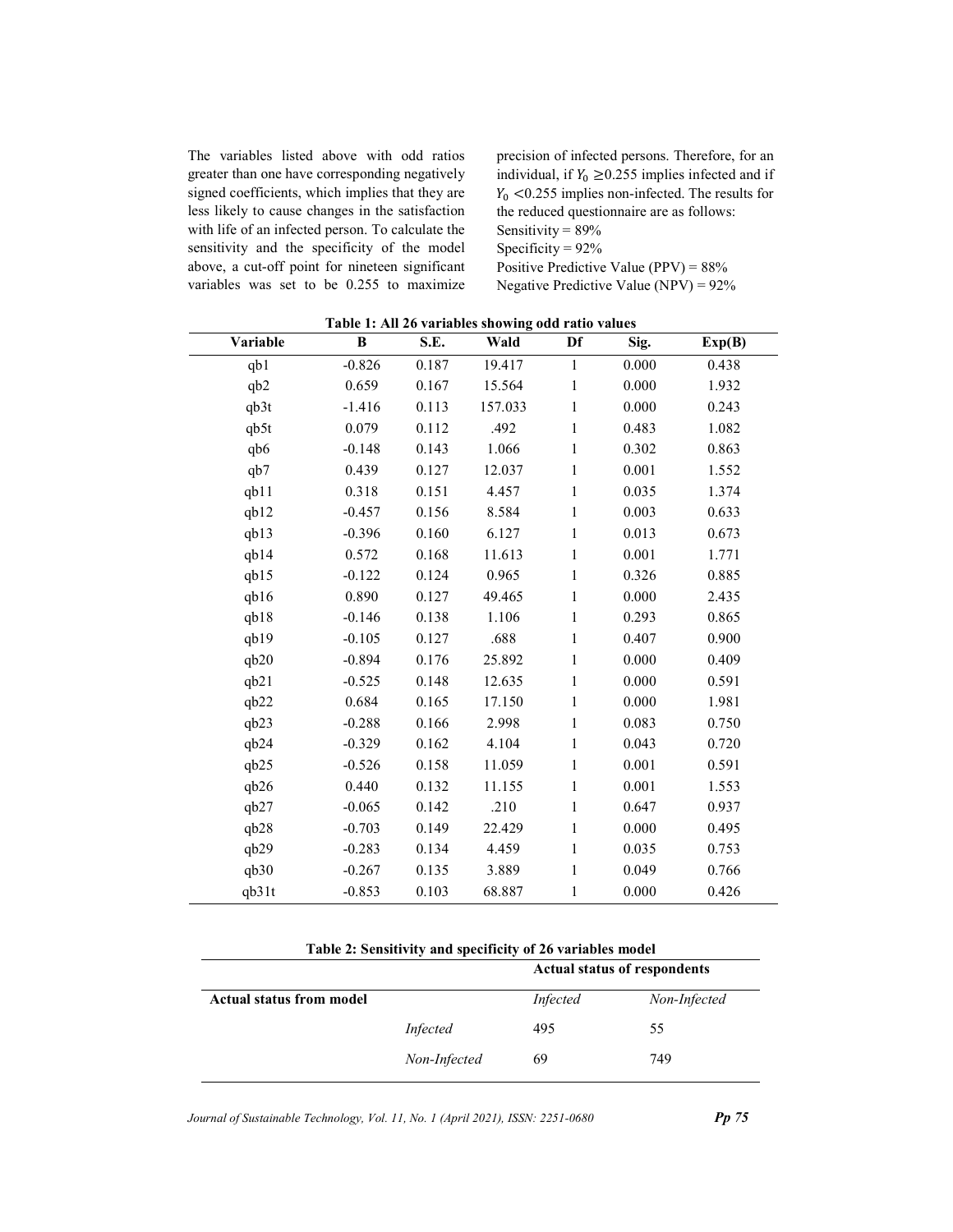The variables listed above with odd ratios greater than one have corresponding negatively signed coefficients, which implies that they are less likely to cause changes in the satisfaction with life of an infected person. To calculate the sensitivity and the specificity of the model above, a cut-off point for nineteen significant variables was set to be 0.255 to maximize precision of infected persons. Therefore, for an individual, if $Y_0 \geq 0.255$ implies infected and if $Y_0 < 0.255$ implies non-infected. The results for the reduced questionnaire are as follows:

Sensitivity = 89%
Specificity = 92%
Positive Predictive Value (PPV) = 88%
Negative Predictive Value (NPV) = 92%

**Table 1: All 26 variables showing odd ratio values**

| Variable | B | S.E. | Wald | Df | Sig. | Exp(B) |
|---|---|---|---|---|---|---|
| qb1 | -0.826 | 0.187 | 19.417 | 1 | 0.000 | 0.438 |
| qb2 | 0.659 | 0.167 | 15.564 | 1 | 0.000 | 1.932 |
| qb3t | -1.416 | 0.113 | 157.033 | 1 | 0.000 | 0.243 |
| qb5t | 0.079 | 0.112 | .492 | 1 | 0.483 | 1.082 |
| qb6 | -0.148 | 0.143 | 1.066 | 1 | 0.302 | 0.863 |
| qb7 | 0.439 | 0.127 | 12.037 | 1 | 0.001 | 1.552 |
| qb11 | 0.318 | 0.151 | 4.457 | 1 | 0.035 | 1.374 |
| qb12 | -0.457 | 0.156 | 8.584 | 1 | 0.003 | 0.633 |
| qb13 | -0.396 | 0.160 | 6.127 | 1 | 0.013 | 0.673 |
| qb14 | 0.572 | 0.168 | 11.613 | 1 | 0.001 | 1.771 |
| qb15 | -0.122 | 0.124 | 0.965 | 1 | 0.326 | 0.885 |
| qb16 | 0.890 | 0.127 | 49.465 | 1 | 0.000 | 2.435 |
| qb18 | -0.146 | 0.138 | 1.106 | 1 | 0.293 | 0.865 |
| qb19 | -0.105 | 0.127 | .688 | 1 | 0.407 | 0.900 |
| qb20 | -0.894 | 0.176 | 25.892 | 1 | 0.000 | 0.409 |
| qb21 | -0.525 | 0.148 | 12.635 | 1 | 0.000 | 0.591 |
| qb22 | 0.684 | 0.165 | 17.150 | 1 | 0.000 | 1.981 |
| qb23 | -0.288 | 0.166 | 2.998 | 1 | 0.083 | 0.750 |
| qb24 | -0.329 | 0.162 | 4.104 | 1 | 0.043 | 0.720 |
| qb25 | -0.526 | 0.158 | 11.059 | 1 | 0.001 | 0.591 |
| qb26 | 0.440 | 0.132 | 11.155 | 1 | 0.001 | 1.553 |
| qb27 | -0.065 | 0.142 | .210 | 1 | 0.647 | 0.937 |
| qb28 | -0.703 | 0.149 | 22.429 | 1 | 0.000 | 0.495 |
| qb29 | -0.283 | 0.134 | 4.459 | 1 | 0.035 | 0.753 |
| qb30 | -0.267 | 0.135 | 3.889 | 1 | 0.049 | 0.766 |
| qb31t | -0.853 | 0.103 | 68.887 | 1 | 0.000 | 0.426 |

**Table 2: Sensitivity and specificity of 26 variables model**

| | | Actual status of respondents | |
|---|---|---|---|
| **Actual status from model** | | *Infected* | *Non-Infected* |
| | *Infected* | 495 | 55 |
| | *Non-Infected* | 69 | 749 |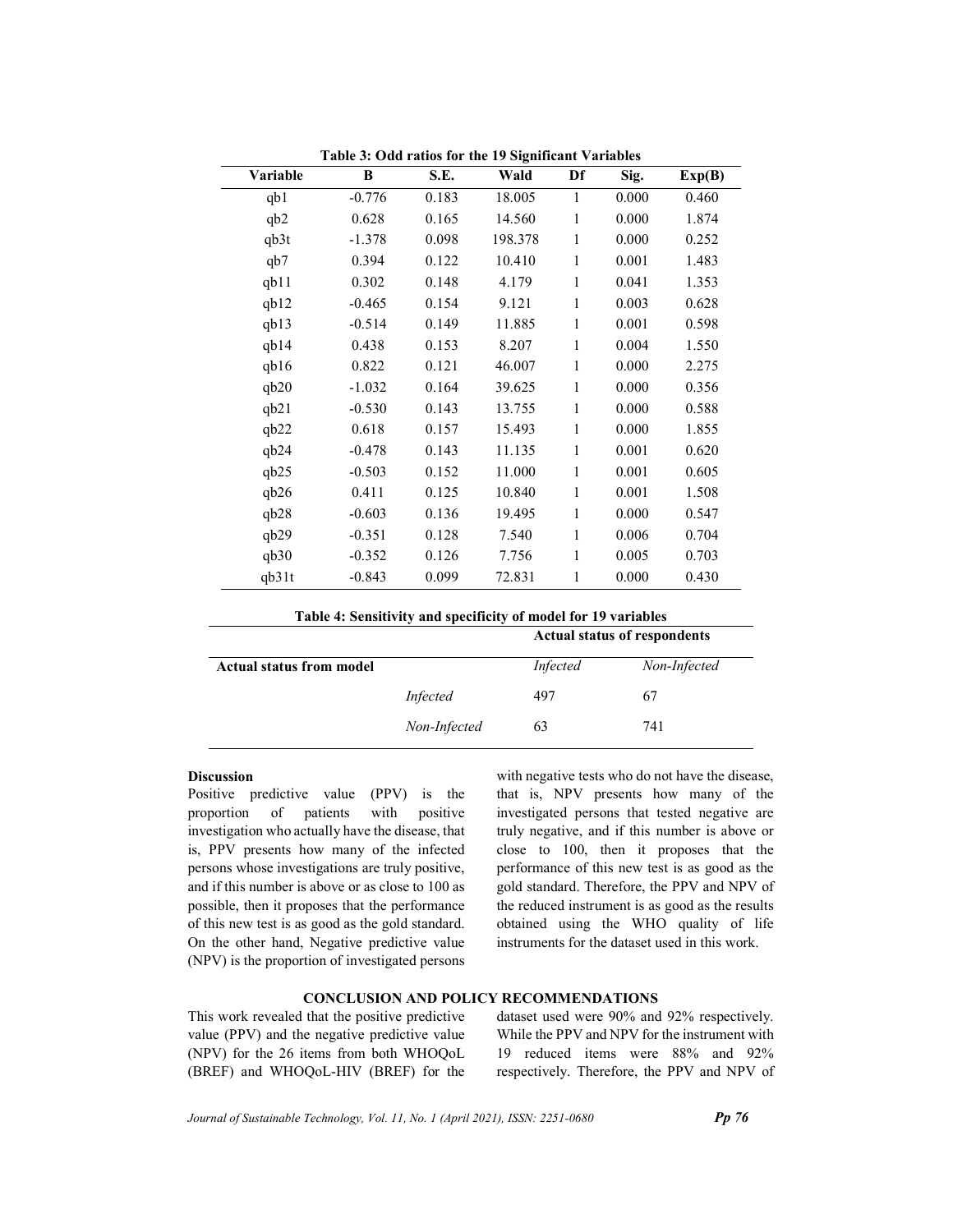**Table 3: Odd ratios for the 19 Significant Variables**

| Variable | B | S.E. | Wald | Df | Sig. | Exp(B) |
|---|---|---|---|---|---|---|
| qb1 | -0.776 | 0.183 | 18.005 | 1 | 0.000 | 0.460 |
| qb2 | 0.628 | 0.165 | 14.560 | 1 | 0.000 | 1.874 |
| qb3t | -1.378 | 0.098 | 198.378 | 1 | 0.000 | 0.252 |
| qb7 | 0.394 | 0.122 | 10.410 | 1 | 0.001 | 1.483 |
| qb11 | 0.302 | 0.148 | 4.179 | 1 | 0.041 | 1.353 |
| qb12 | -0.465 | 0.154 | 9.121 | 1 | 0.003 | 0.628 |
| qb13 | -0.514 | 0.149 | 11.885 | 1 | 0.001 | 0.598 |
| qb14 | 0.438 | 0.153 | 8.207 | 1 | 0.004 | 1.550 |
| qb16 | 0.822 | 0.121 | 46.007 | 1 | 0.000 | 2.275 |
| qb20 | -1.032 | 0.164 | 39.625 | 1 | 0.000 | 0.356 |
| qb21 | -0.530 | 0.143 | 13.755 | 1 | 0.000 | 0.588 |
| qb22 | 0.618 | 0.157 | 15.493 | 1 | 0.000 | 1.855 |
| qb24 | -0.478 | 0.143 | 11.135 | 1 | 0.001 | 0.620 |
| qb25 | -0.503 | 0.152 | 11.000 | 1 | 0.001 | 0.605 |
| qb26 | 0.411 | 0.125 | 10.840 | 1 | 0.001 | 1.508 |
| qb28 | -0.603 | 0.136 | 19.495 | 1 | 0.000 | 0.547 |
| qb29 | -0.351 | 0.128 | 7.540 | 1 | 0.006 | 0.704 |
| qb30 | -0.352 | 0.126 | 7.756 | 1 | 0.005 | 0.703 |
| qb31t | -0.843 | 0.099 | 72.831 | 1 | 0.000 | 0.430 |

**Table 4: Sensitivity and specificity of model for 19 variables**

| | | Actual status of respondents | |
|---|---|---|---|
| **Actual status from model** | | *Infected* | *Non-Infected* |
| | *Infected* | 497 | 67 |
| | *Non-Infected* | 63 | 741 |

**Discussion**

Positive predictive value (PPV) is the proportion of patients with positive investigation who actually have the disease, that is, PPV presents how many of the infected persons whose investigations are truly positive, and if this number is above or as close to 100 as possible, then it proposes that the performance of this new test is as good as the gold standard. On the other hand, Negative predictive value (NPV) is the proportion of investigated persons with negative tests who do not have the disease, that is, NPV presents how many of the investigated persons that tested negative are truly negative, and if this number is above or close to 100, then it proposes that the performance of this new test is as good as the gold standard. Therefore, the PPV and NPV of the reduced instrument is as good as the results obtained using the WHO quality of life instruments for the dataset used in this work.

## CONCLUSION AND POLICY RECOMMENDATIONS

This work revealed that the positive predictive value (PPV) and the negative predictive value (NPV) for the 26 items from both WHOQoL (BREF) and WHOQoL-HIV (BREF) for the dataset used were 90% and 92% respectively. While the PPV and NPV for the instrument with 19 reduced items were 88% and 92% respectively. Therefore, the PPV and NPV of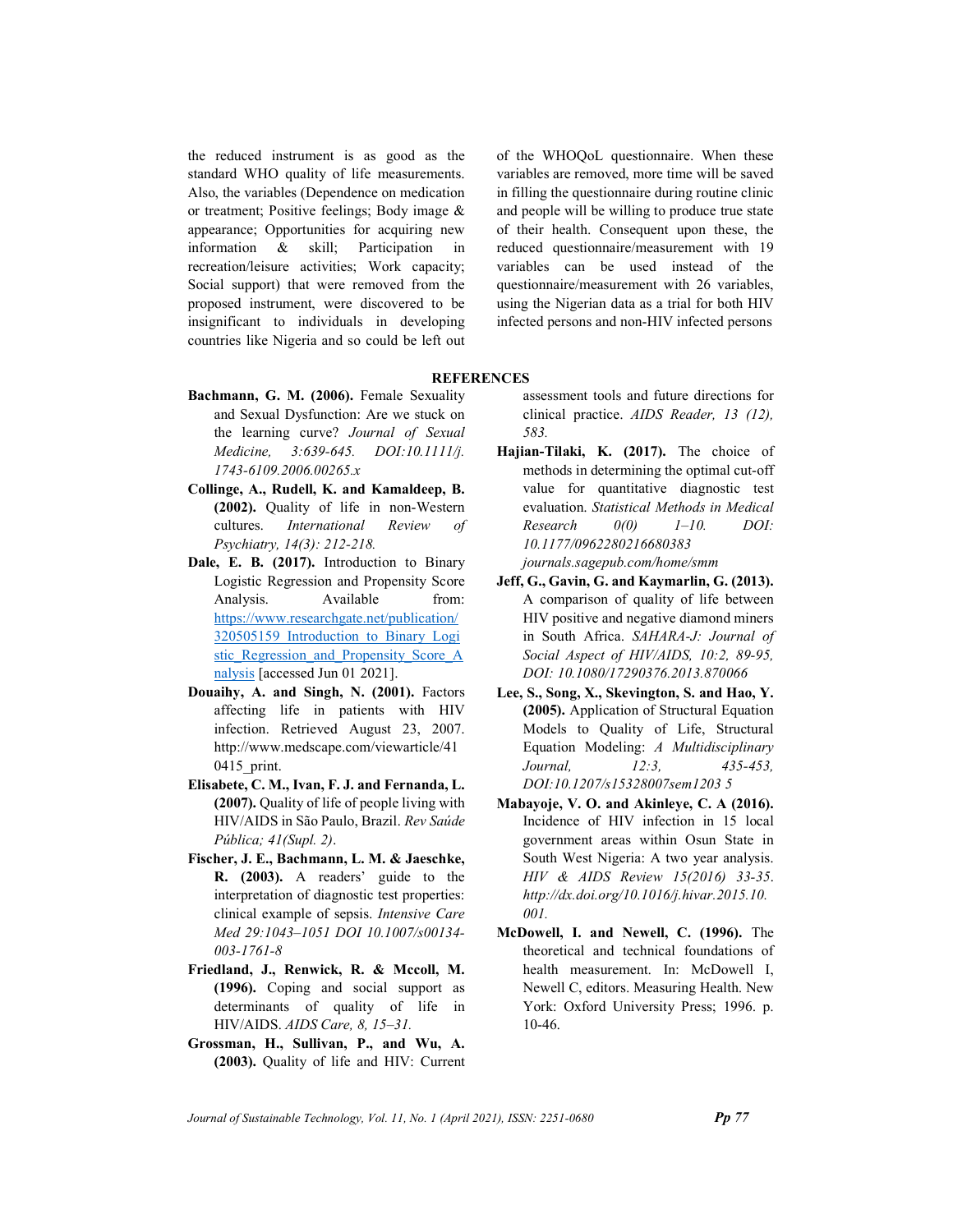the reduced instrument is as good as the standard WHO quality of life measurements. Also, the variables (Dependence on medication or treatment; Positive feelings; Body image & appearance; Opportunities for acquiring new information & skill; Participation in recreation/leisure activities; Work capacity; Social support) that were removed from the proposed instrument, were discovered to be insignificant to individuals in developing countries like Nigeria and so could be left out of the WHOQoL questionnaire. When these variables are removed, more time will be saved in filling the questionnaire during routine clinic and people will be willing to produce true state of their health. Consequent upon these, the reduced questionnaire/measurement with 19 variables can be used instead of the questionnaire/measurement with 26 variables, using the Nigerian data as a trial for both HIV infected persons and non-HIV infected persons

## REFERENCES

**Bachmann, G. M. (2006).** Female Sexuality and Sexual Dysfunction: Are we stuck on the learning curve? *Journal of Sexual Medicine, 3:639-645. DOI:10.1111/j. 1743-6109.2006.00265.x*

**Collinge, A., Rudell, K. and Kamaldeep, B. (2002).** Quality of life in non-Western cultures. *International Review of Psychiatry, 14(3): 212-218.*

**Dale, E. B. (2017).** Introduction to Binary Logistic Regression and Propensity Score Analysis. Available from: https://www.researchgate.net/publication/320505159_Introduction_to_Binary_Logistic_Regression_and_Propensity_Score_Analysis [accessed Jun 01 2021].

**Douaihy, A. and Singh, N. (2001).** Factors affecting life in patients with HIV infection. Retrieved August 23, 2007. http://www.medscape.com/viewarticle/410415_print.

**Elisabete, C. M., Ivan, F. J. and Fernanda, L. (2007).** Quality of life of people living with HIV/AIDS in São Paulo, Brazil. *Rev Saúde Pública; 41(Supl. 2)*.

**Fischer, J. E., Bachmann, L. M. & Jaeschke, R. (2003).** A readers' guide to the interpretation of diagnostic test properties: clinical example of sepsis. *Intensive Care Med 29:1043–1051 DOI 10.1007/s00134-003-1761-8*

**Friedland, J., Renwick, R. & Mccoll, M. (1996).** Coping and social support as determinants of quality of life in HIV/AIDS. *AIDS Care, 8, 15–31.*

**Grossman, H., Sullivan, P., and Wu, A. (2003).** Quality of life and HIV: Current assessment tools and future directions for clinical practice. *AIDS Reader, 13 (12), 583.*

**Hajian-Tilaki, K. (2017).** The choice of methods in determining the optimal cut-off value for quantitative diagnostic test evaluation. *Statistical Methods in Medical Research 0(0) 1–10. DOI: 10.1177/0962280216680383 journals.sagepub.com/home/smm*

**Jeff, G., Gavin, G. and Kaymarlin, G. (2013).** A comparison of quality of life between HIV positive and negative diamond miners in South Africa. *SAHARA-J: Journal of Social Aspect of HIV/AIDS, 10:2, 89-95, DOI: 10.1080/17290376.2013.870066*

**Lee, S., Song, X., Skevington, S. and Hao, Y. (2005).** Application of Structural Equation Models to Quality of Life, Structural Equation Modeling: *A Multidisciplinary Journal, 12:3, 435-453, DOI:10.1207/s15328007sem1203 5*

**Mabayoje, V. O. and Akinleye, C. A (2016).** Incidence of HIV infection in 15 local government areas within Osun State in South West Nigeria: A two year analysis. *HIV & AIDS Review 15(2016) 33-35. http://dx.doi.org/10.1016/j.hivar.2015.10.001.*

**McDowell, I. and Newell, C. (1996).** The theoretical and technical foundations of health measurement. In: McDowell I, Newell C, editors. Measuring Health. New York: Oxford University Press; 1996. p. 10-46.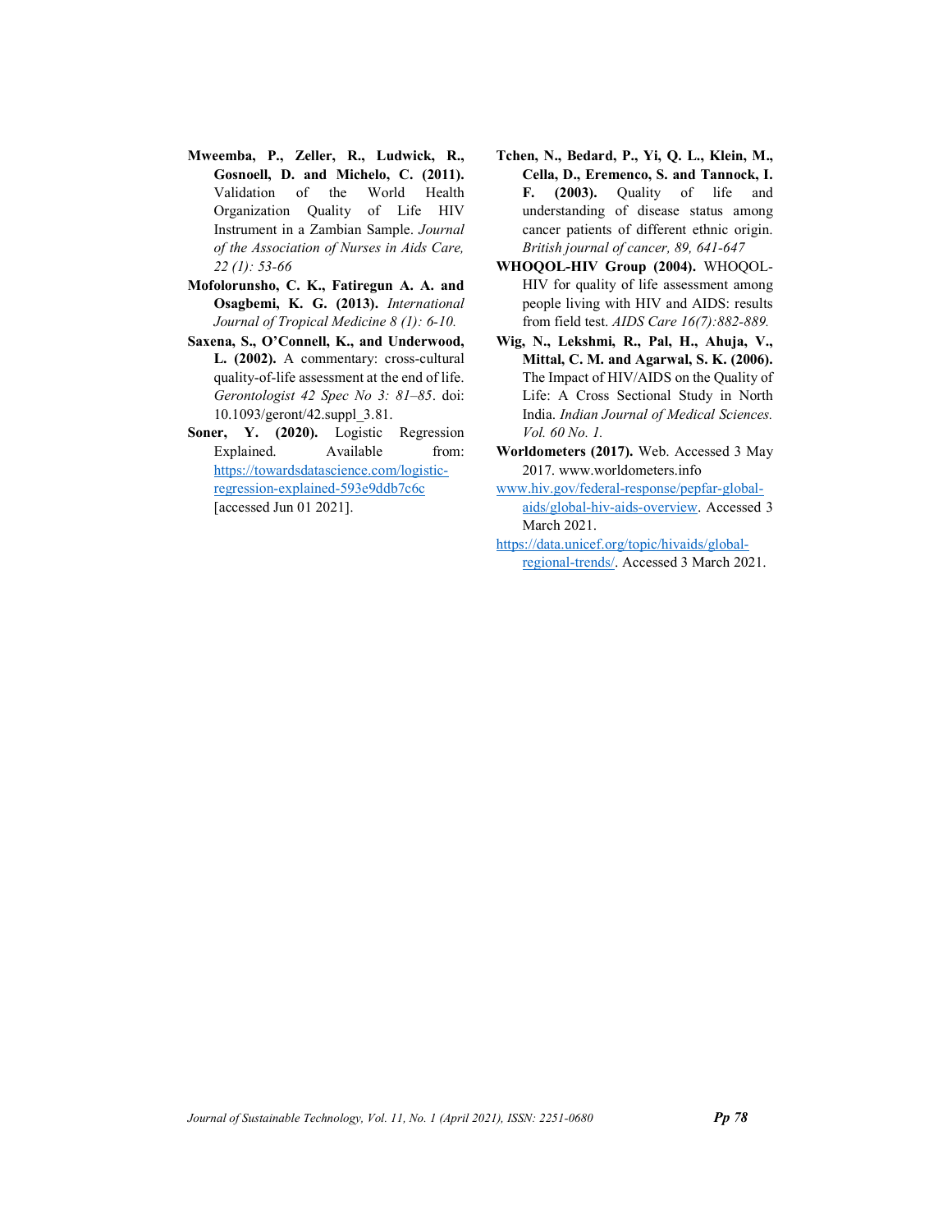**Mweemba, P., Zeller, R., Ludwick, R., Gosnoell, D. and Michelo, C. (2011).** Validation of the World Health Organization Quality of Life HIV Instrument in a Zambian Sample. *Journal of the Association of Nurses in Aids Care, 22 (1): 53-66*

**Mofolorunsho, C. K., Fatiregun A. A. and Osagbemi, K. G. (2013).** *International Journal of Tropical Medicine 8 (1): 6-10.*

**Saxena, S., O'Connell, K., and Underwood, L. (2002).** A commentary: cross-cultural quality-of-life assessment at the end of life. *Gerontologist 42 Spec No 3: 81–85*. doi: 10.1093/geront/42.suppl_3.81.

**Soner, Y. (2020).** Logistic Regression Explained. Available from: https://towardsdatascience.com/logistic-regression-explained-593e9ddb7c6c [accessed Jun 01 2021].

**Tchen, N., Bedard, P., Yi, Q. L., Klein, M., Cella, D., Eremenco, S. and Tannock, I. F. (2003).** Quality of life and understanding of disease status among cancer patients of different ethnic origin. *British journal of cancer, 89, 641-647*

**WHOQOL-HIV Group (2004).** WHOQOL-HIV for quality of life assessment among people living with HIV and AIDS: results from field test. *AIDS Care 16(7):882-889.*

**Wig, N., Lekshmi, R., Pal, H., Ahuja, V., Mittal, C. M. and Agarwal, S. K. (2006).** The Impact of HIV/AIDS on the Quality of Life: A Cross Sectional Study in North India. *Indian Journal of Medical Sciences. Vol. 60 No. 1.*

**Worldometers (2017).** Web. Accessed 3 May 2017. www.worldometers.info

www.hiv.gov/federal-response/pepfar-global-aids/global-hiv-aids-overview. Accessed 3 March 2021.

https://data.unicef.org/topic/hivaids/global-regional-trends/. Accessed 3 March 2021.